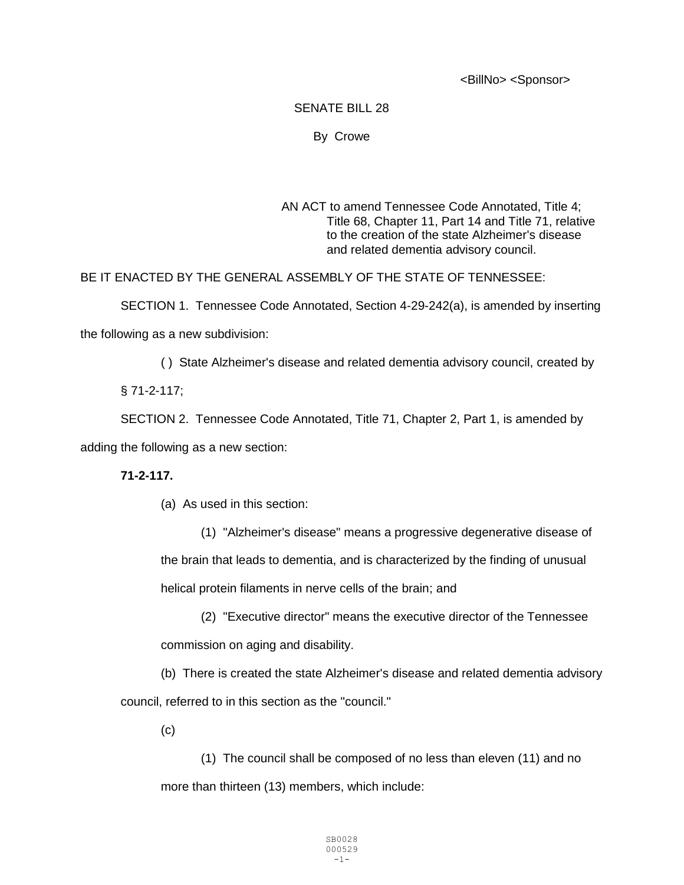<BillNo> <Sponsor>

SENATE BILL 28

By Crowe

AN ACT to amend Tennessee Code Annotated, Title 4; Title 68, Chapter 11, Part 14 and Title 71, relative to the creation of the state Alzheimer's disease and related dementia advisory council.

BE IT ENACTED BY THE GENERAL ASSEMBLY OF THE STATE OF TENNESSEE:

SECTION 1. Tennessee Code Annotated, Section 4-29-242(a), is amended by inserting the following as a new subdivision:

( ) State Alzheimer's disease and related dementia advisory council, created by § 71-2-117;

SECTION 2. Tennessee Code Annotated, Title 71, Chapter 2, Part 1, is amended by adding the following as a new section:

**71-2-117.**

(a) As used in this section:

(1) "Alzheimer's disease" means a progressive degenerative disease of the brain that leads to dementia, and is characterized by the finding of unusual helical protein filaments in nerve cells of the brain; and

(2) "Executive director" means the executive director of the Tennessee commission on aging and disability.

(b) There is created the state Alzheimer's disease and related dementia advisory council, referred to in this section as the "council."

(c)

(1) The council shall be composed of no less than eleven (11) and no more than thirteen (13) members, which include:

SB0028
000529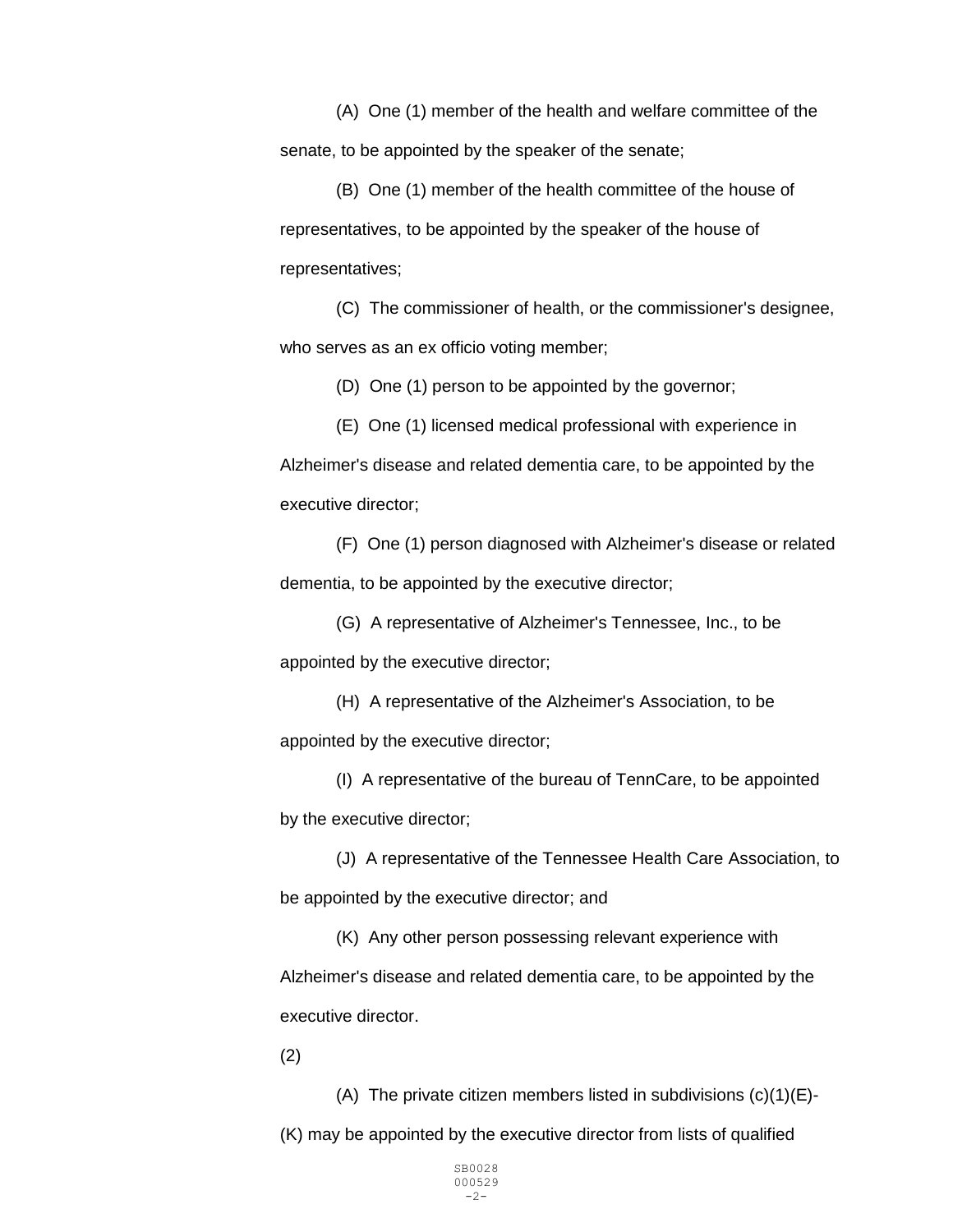(A) One (1) member of the health and welfare committee of the senate, to be appointed by the speaker of the senate;

(B) One (1) member of the health committee of the house of representatives, to be appointed by the speaker of the house of representatives;

(C) The commissioner of health, or the commissioner's designee, who serves as an ex officio voting member;

(D) One (1) person to be appointed by the governor;

(E) One (1) licensed medical professional with experience in Alzheimer's disease and related dementia care, to be appointed by the executive director;

(F) One (1) person diagnosed with Alzheimer's disease or related dementia, to be appointed by the executive director;

(G) A representative of Alzheimer's Tennessee, Inc., to be appointed by the executive director;

(H) A representative of the Alzheimer's Association, to be appointed by the executive director;

(I) A representative of the bureau of TennCare, to be appointed by the executive director;

(J) A representative of the Tennessee Health Care Association, to be appointed by the executive director; and

(K) Any other person possessing relevant experience with Alzheimer's disease and related dementia care, to be appointed by the executive director.

(2)

(A) The private citizen members listed in subdivisions (c)(1)(E)-(K) may be appointed by the executive director from lists of qualified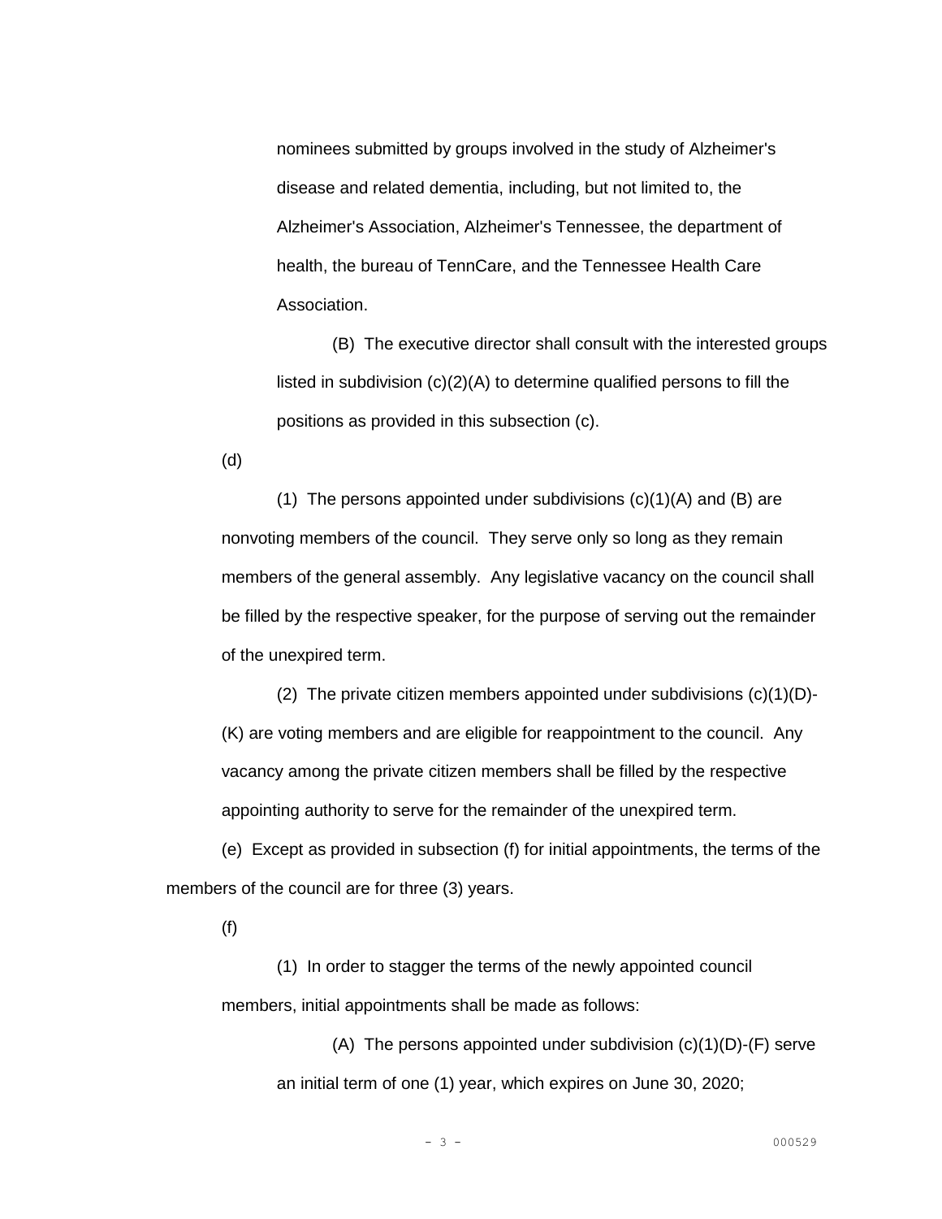nominees submitted by groups involved in the study of Alzheimer's disease and related dementia, including, but not limited to, the Alzheimer's Association, Alzheimer's Tennessee, the department of health, the bureau of TennCare, and the Tennessee Health Care Association.

(B) The executive director shall consult with the interested groups listed in subdivision (c)(2)(A) to determine qualified persons to fill the positions as provided in this subsection (c).

(d)

(1) The persons appointed under subdivisions (c)(1)(A) and (B) are nonvoting members of the council. They serve only so long as they remain members of the general assembly. Any legislative vacancy on the council shall be filled by the respective speaker, for the purpose of serving out the remainder of the unexpired term.

(2) The private citizen members appointed under subdivisions (c)(1)(D)-(K) are voting members and are eligible for reappointment to the council. Any vacancy among the private citizen members shall be filled by the respective appointing authority to serve for the remainder of the unexpired term.

(e) Except as provided in subsection (f) for initial appointments, the terms of the members of the council are for three (3) years.

(f)

(1) In order to stagger the terms of the newly appointed council members, initial appointments shall be made as follows:

(A) The persons appointed under subdivision (c)(1)(D)-(F) serve an initial term of one (1) year, which expires on June 30, 2020;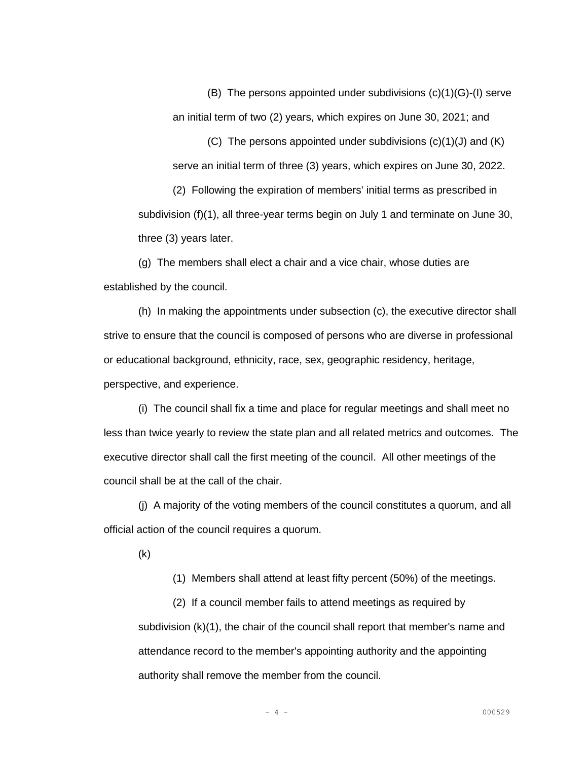(B) The persons appointed under subdivisions (c)(1)(G)-(I) serve an initial term of two (2) years, which expires on June 30, 2021; and

(C) The persons appointed under subdivisions (c)(1)(J) and (K) serve an initial term of three (3) years, which expires on June 30, 2022.

(2) Following the expiration of members' initial terms as prescribed in subdivision (f)(1), all three-year terms begin on July 1 and terminate on June 30, three (3) years later.

(g) The members shall elect a chair and a vice chair, whose duties are established by the council.

(h) In making the appointments under subsection (c), the executive director shall strive to ensure that the council is composed of persons who are diverse in professional or educational background, ethnicity, race, sex, geographic residency, heritage, perspective, and experience.

(i) The council shall fix a time and place for regular meetings and shall meet no less than twice yearly to review the state plan and all related metrics and outcomes. The executive director shall call the first meeting of the council. All other meetings of the council shall be at the call of the chair.

(j) A majority of the voting members of the council constitutes a quorum, and all official action of the council requires a quorum.

(k)

(1) Members shall attend at least fifty percent (50%) of the meetings.

(2) If a council member fails to attend meetings as required by subdivision (k)(1), the chair of the council shall report that member's name and attendance record to the member's appointing authority and the appointing authority shall remove the member from the council.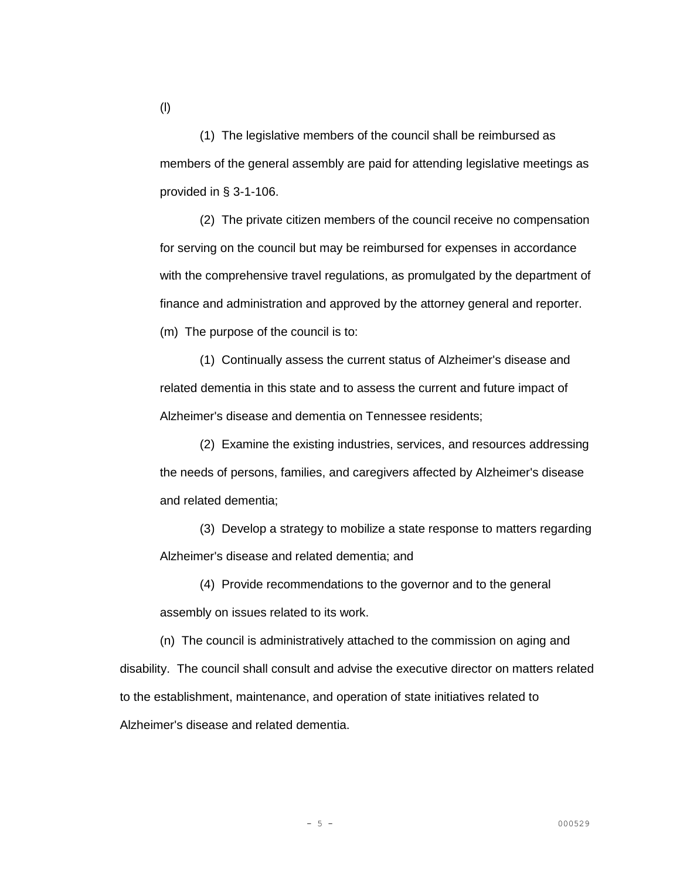(l)

(1) The legislative members of the council shall be reimbursed as members of the general assembly are paid for attending legislative meetings as provided in § 3-1-106.

(2) The private citizen members of the council receive no compensation for serving on the council but may be reimbursed for expenses in accordance with the comprehensive travel regulations, as promulgated by the department of finance and administration and approved by the attorney general and reporter.

(m) The purpose of the council is to:

(1) Continually assess the current status of Alzheimer's disease and related dementia in this state and to assess the current and future impact of Alzheimer's disease and dementia on Tennessee residents;

(2) Examine the existing industries, services, and resources addressing the needs of persons, families, and caregivers affected by Alzheimer's disease and related dementia;

(3) Develop a strategy to mobilize a state response to matters regarding Alzheimer's disease and related dementia; and

(4) Provide recommendations to the governor and to the general assembly on issues related to its work.

(n) The council is administratively attached to the commission on aging and disability. The council shall consult and advise the executive director on matters related to the establishment, maintenance, and operation of state initiatives related to Alzheimer's disease and related dementia.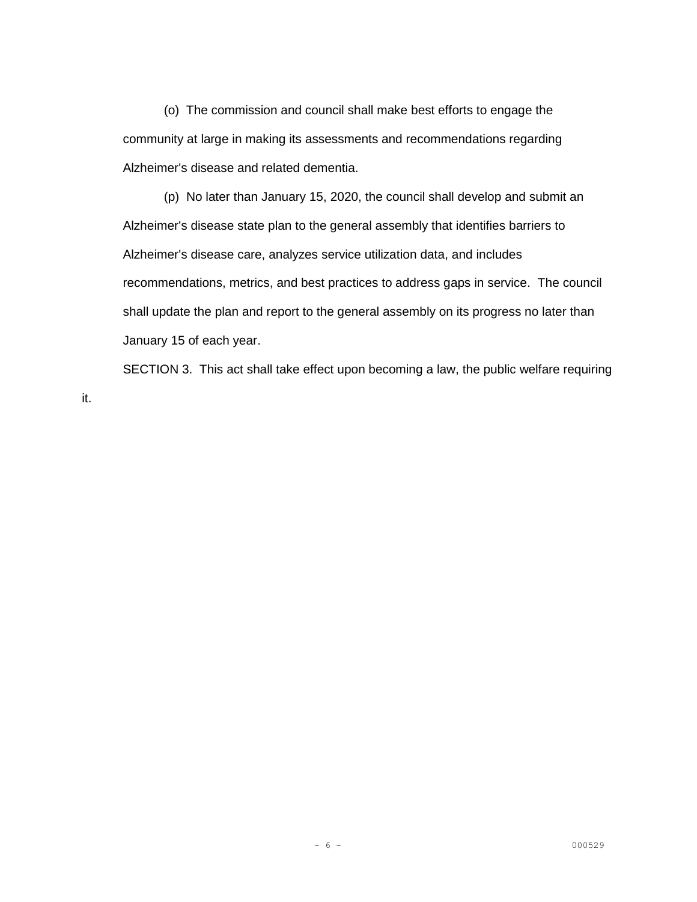(o) The commission and council shall make best efforts to engage the community at large in making its assessments and recommendations regarding Alzheimer's disease and related dementia.

(p) No later than January 15, 2020, the council shall develop and submit an Alzheimer's disease state plan to the general assembly that identifies barriers to Alzheimer's disease care, analyzes service utilization data, and includes recommendations, metrics, and best practices to address gaps in service. The council shall update the plan and report to the general assembly on its progress no later than January 15 of each year.

SECTION 3. This act shall take effect upon becoming a law, the public welfare requiring it.

000529